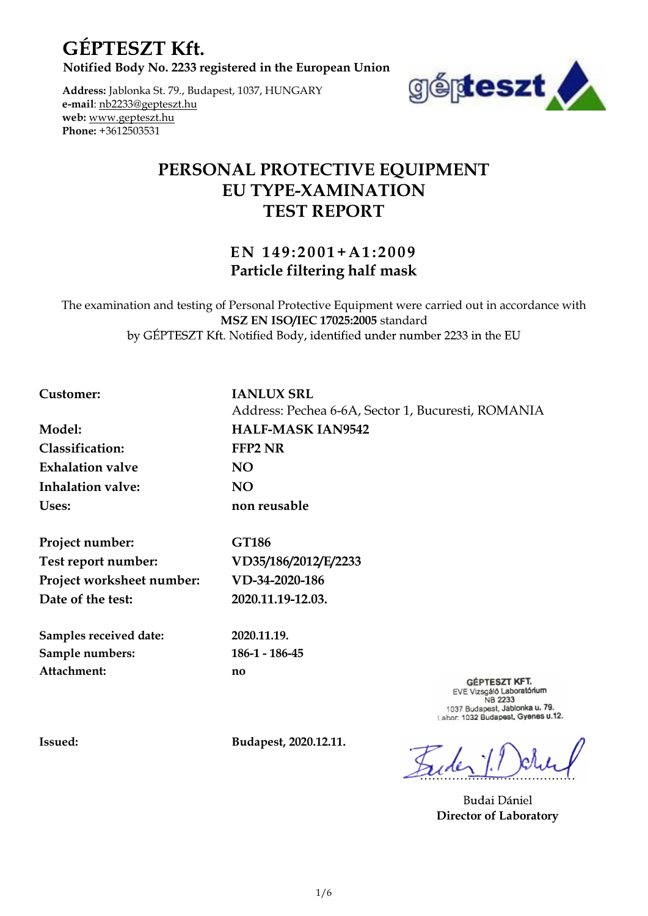# GÉPTESZT Kft.

**Notified Body No. 2233 registered in the European Union**

**Address:** Jablonka St. 79., Budapest, 1037, HUNGARY
**e-mail**: nb2233@gepteszt.hu
**web:** www.gepteszt.hu
**Phone:** +3612503531

## PERSONAL PROTECTIVE EQUIPMENT EU TYPE-XAMINATION TEST REPORT

### EN 149:2001+A1:2009
### Particle filtering half mask

The examination and testing of Personal Protective Equipment were carried out in accordance with **MSZ EN ISO/IEC 17025:2005** standard by GÉPTESZT Kft. Notified Body, identified under number 2233 in the EU

| | |
|---|---|
| **Customer:** | **IANLUX SRL** |
| | Address: Pechea 6-6A, Sector 1, Bucuresti, ROMANIA |
| **Model:** | **HALF-MASK IAN9542** |
| **Classification:** | **FFP2 NR** |
| **Exhalation valve** | **NO** |
| **Inhalation valve:** | **NO** |
| **Uses:** | **non reusable** |
| **Project number:** | **GT186** |
| **Test report number:** | **VD35/186/2012/E/2233** |
| **Project worksheet number:** | **VD-34-2020-186** |
| **Date of the test:** | **2020.11.19-12.03.** |
| **Samples received date:** | **2020.11.19.** |
| **Sample numbers:** | **186-1 - 186-45** |
| **Attachment:** | **no** |

GÉPTESZT KFT.
EVE Vizsgáló Laboratórium
NB 2233
1037 Budapest, Jablonka u. 79.
Labor: 1032 Budapest, Gyenes u.12.

**Issued:** **Budapest, 2020.12.11.**

Budai Dániel
**Director of Laboratory**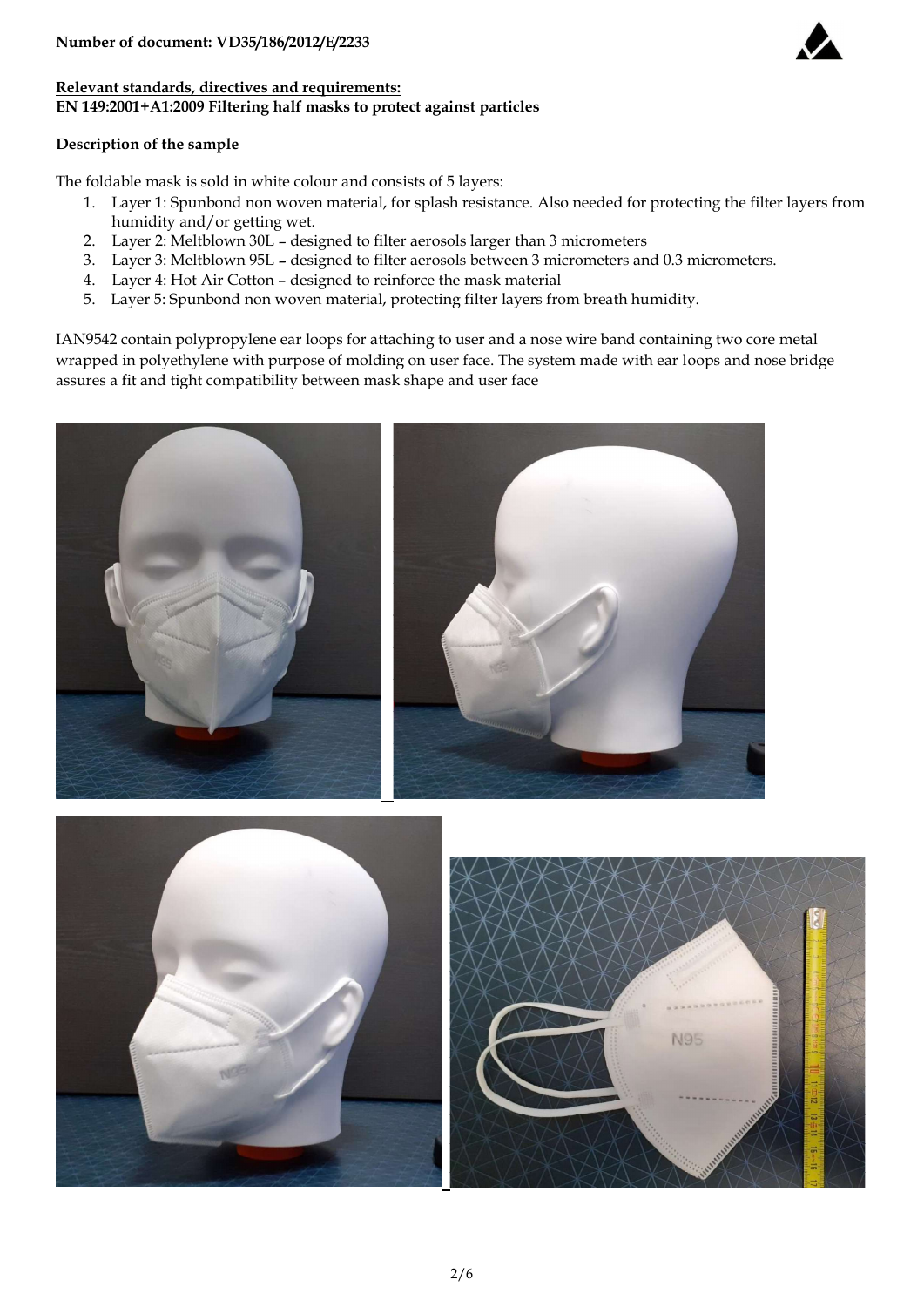**Number of document: VD35/186/2012/E/2233**

**Relevant standards, directives and requirements:**
**EN 149:2001+A1:2009 Filtering half masks to protect against particles**

**Description of the sample**

The foldable mask is sold in white colour and consists of 5 layers:

1. Layer 1: Spunbond non woven material, for splash resistance. Also needed for protecting the filter layers from humidity and/or getting wet.
2. Layer 2: Meltblown 30L – designed to filter aerosols larger than 3 micrometers
3. Layer 3: Meltblown 95L – designed to filter aerosols between 3 micrometers and 0.3 micrometers.
4. Layer 4: Hot Air Cotton – designed to reinforce the mask material
5. Layer 5: Spunbond non woven material, protecting filter layers from breath humidity.

IAN9542 contain polypropylene ear loops for attaching to user and a nose wire band containing two core metal wrapped in polyethylene with purpose of molding on user face. The system made with ear loops and nose bridge assures a fit and tight compatibility between mask shape and user face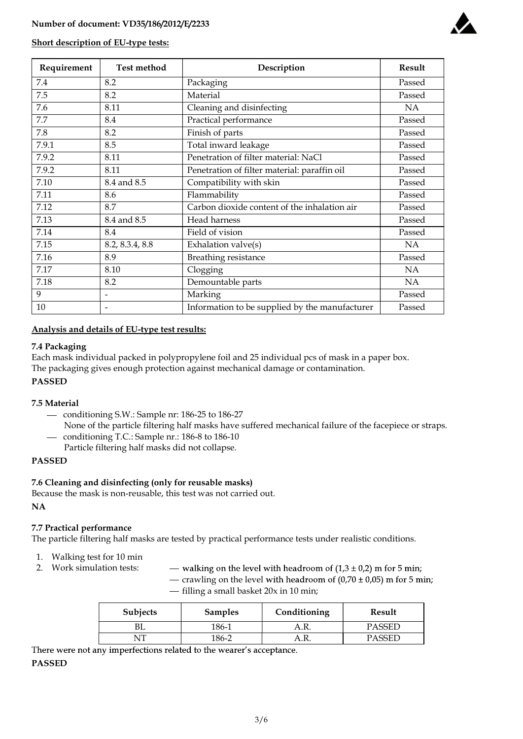**Number of document: VD35/186/2012/E/2233**

**Short description of EU-type tests:**

| Requirement | Test method | Description | Result |
|---|---|---|---|
| 7.4 | 8.2 | Packaging | Passed |
| 7.5 | 8.2 | Material | Passed |
| 7.6 | 8.11 | Cleaning and disinfecting | NA |
| 7.7 | 8.4 | Practical performance | Passed |
| 7.8 | 8.2 | Finish of parts | Passed |
| 7.9.1 | 8.5 | Total inward leakage | Passed |
| 7.9.2 | 8.11 | Penetration of filter material: NaCl | Passed |
| 7.9.2 | 8.11 | Penetration of filter material: paraffin oil | Passed |
| 7.10 | 8.4 and 8.5 | Compatibility with skin | Passed |
| 7.11 | 8.6 | Flammability | Passed |
| 7.12 | 8.7 | Carbon dioxide content of the inhalation air | Passed |
| 7.13 | 8.4 and 8.5 | Head harness | Passed |
| 7.14 | 8.4 | Field of vision | Passed |
| 7.15 | 8.2, 8.3.4, 8.8 | Exhalation valve(s) | NA |
| 7.16 | 8.9 | Breathing resistance | Passed |
| 7.17 | 8.10 | Clogging | NA |
| 7.18 | 8.2 | Demountable parts | NA |
| 9 | - | Marking | Passed |
| 10 | - | Information to be supplied by the manufacturer | Passed |

**Analysis and details of EU-type test results:**

**7.4 Packaging**

Each mask individual packed in polypropylene foil and 25 individual pcs of mask in a paper box.
The packaging gives enough protection against mechanical damage or contamination.

**PASSED**

**7.5 Material**

- conditioning S.W.: Sample nr: 186-25 to 186-27
  None of the particle filtering half masks have suffered mechanical failure of the facepiece or straps.
- conditioning T.C.: Sample nr.: 186-8 to 186-10
  Particle filtering half masks did not collapse.

**PASSED**

**7.6 Cleaning and disinfecting (only for reusable masks)**

Because the mask is non-reusable, this test was not carried out.

**NA**

**7.7 Practical performance**

The particle filtering half masks are tested by practical performance tests under realistic conditions.

1. Walking test for 10 min
2. Work simulation tests:
   - walking on the level with headroom of (1,3 ± 0,2) m for 5 min;
   - crawling on the level with headroom of (0,70 ± 0,05) m for 5 min;
   - filling a small basket 20x in 10 min;

| Subjects | Samples | Conditioning | Result |
|---|---|---|---|
| BL | 186-1 | A.R. | PASSED |
| NT | 186-2 | A.R. | PASSED |

There were not any imperfections related to the wearer's acceptance.

**PASSED**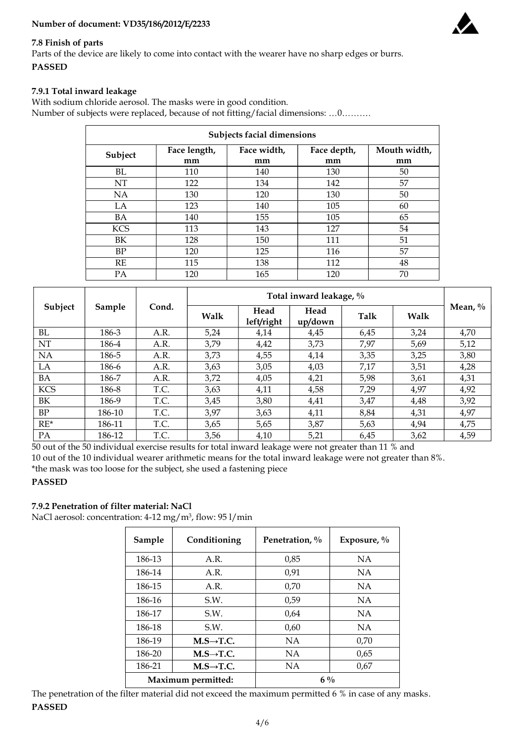Number of document: VD35/186/2012/E/2233

### 7.8 Finish of parts

Parts of the device are likely to come into contact with the wearer have no sharp edges or burrs.

**PASSED**

### 7.9.1 Total inward leakage

With sodium chloride aerosol. The masks were in good condition.
Number of subjects were replaced, because of not fitting/facial dimensions: …0……….

| Subjects facial dimensions | | | | |
|---|---|---|---|---|
| **Subject** | **Face length, mm** | **Face width, mm** | **Face depth, mm** | **Mouth width, mm** |
| BL | 110 | 140 | 130 | 50 |
| NT | 122 | 134 | 142 | 57 |
| NA | 130 | 120 | 130 | 50 |
| LA | 123 | 140 | 105 | 60 |
| BA | 140 | 155 | 105 | 65 |
| KCS | 113 | 143 | 127 | 54 |
| BK | 128 | 150 | 111 | 51 |
| BP | 120 | 125 | 116 | 57 |
| RE | 115 | 138 | 112 | 48 |
| PA | 120 | 165 | 120 | 70 |

| Subject | Sample | Cond. | Total inward leakage, % | | | | | Mean, % |
|---|---|---|---|---|---|---|---|---|
| | | | Walk | Head left/right | Head up/down | Talk | Walk | |
| BL | 186-3 | A.R. | 5,24 | 4,14 | 4,45 | 6,45 | 3,24 | 4,70 |
| NT | 186-4 | A.R. | 3,79 | 4,42 | 3,73 | 7,97 | 5,69 | 5,12 |
| NA | 186-5 | A.R. | 3,73 | 4,55 | 4,14 | 3,35 | 3,25 | 3,80 |
| LA | 186-6 | A.R. | 3,63 | 3,05 | 4,03 | 7,17 | 3,51 | 4,28 |
| BA | 186-7 | A.R. | 3,72 | 4,05 | 4,21 | 5,98 | 3,61 | 4,31 |
| KCS | 186-8 | T.C. | 3,63 | 4,11 | 4,58 | 7,29 | 4,97 | 4,92 |
| BK | 186-9 | T.C. | 3,45 | 3,80 | 4,41 | 3,47 | 4,48 | 3,92 |
| BP | 186-10 | T.C. | 3,97 | 3,63 | 4,11 | 8,84 | 4,31 | 4,97 |
| RE* | 186-11 | T.C. | 3,65 | 5,65 | 3,87 | 5,63 | 4,94 | 4,75 |
| PA | 186-12 | T.C. | 3,56 | 4,10 | 5,21 | 6,45 | 3,62 | 4,59 |

50 out of the 50 individual exercise results for total inward leakage were not greater than 11 % and
10 out of the 10 individual wearer arithmetic means for the total inward leakage were not greater than 8%.
*the mask was too loose for the subject, she used a fastening piece

**PASSED**

### 7.9.2 Penetration of filter material: NaCl

NaCl aerosol: concentration: 4-12 mg/m$^3$, flow: 95 l/min

| Sample | Conditioning | Penetration, % | Exposure, % |
|---|---|---|---|
| 186-13 | A.R. | 0,85 | NA |
| 186-14 | A.R. | 0,91 | NA |
| 186-15 | A.R. | 0,70 | NA |
| 186-16 | S.W. | 0,59 | NA |
| 186-17 | S.W. | 0,64 | NA |
| 186-18 | S.W. | 0,60 | NA |
| 186-19 | **M.S→T.C.** | NA | 0,70 |
| 186-20 | **M.S→T.C.** | NA | 0,65 |
| 186-21 | **M.S→T.C.** | NA | 0,67 |
| **Maximum permitted:** | | **6 %** | |

The penetration of the filter material did not exceed the maximum permitted 6 % in case of any masks.

**PASSED**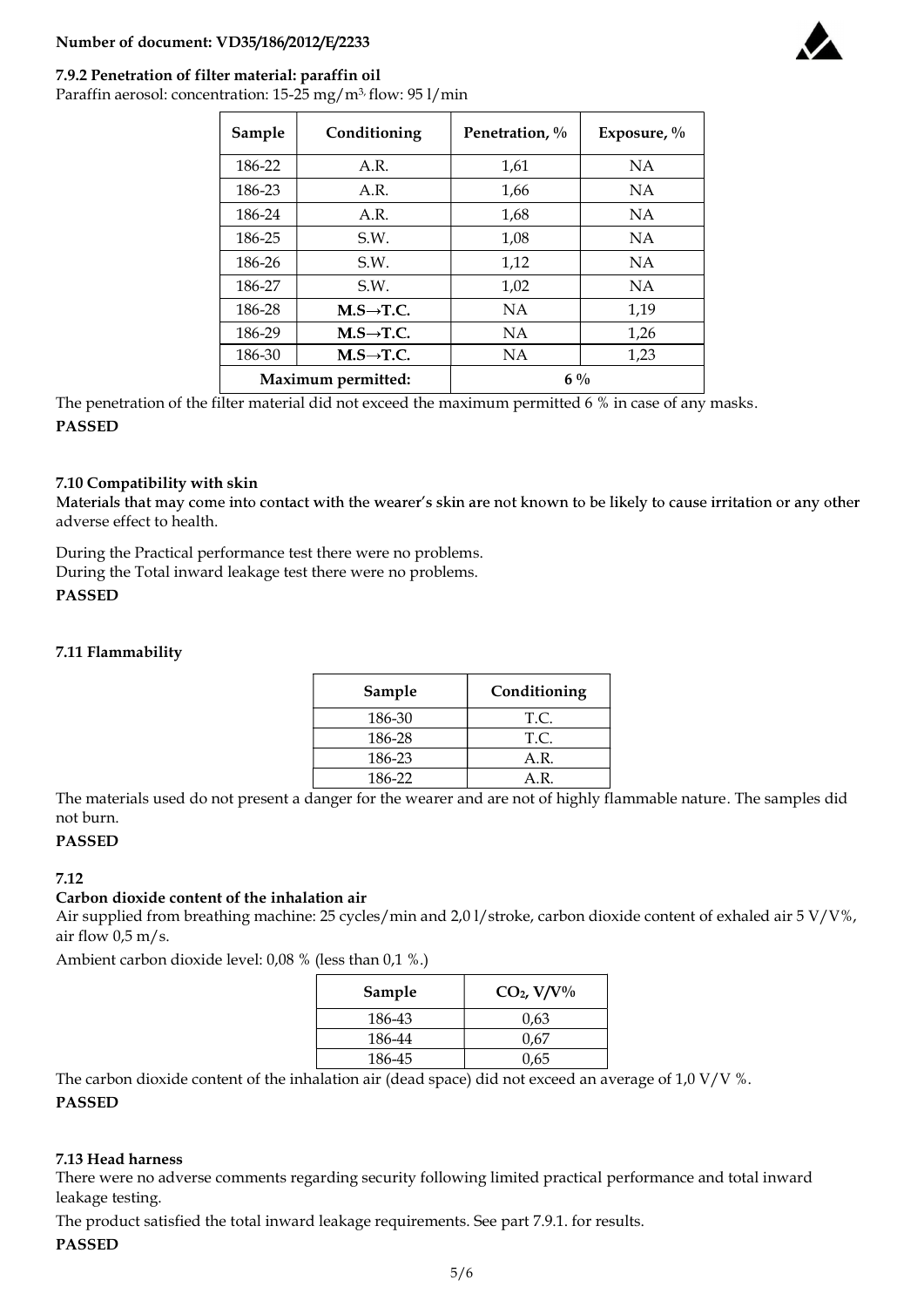**Number of document: VD35/186/2012/E/2233**

### 7.9.2 Penetration of filter material: paraffin oil

Paraffin aerosol: concentration: 15-25 mg/m[3], flow: 95 l/min

| Sample | Conditioning | Penetration, % | Exposure, % |
|---|---|---|---|
| 186-22 | A.R. | 1,61 | NA |
| 186-23 | A.R. | 1,66 | NA |
| 186-24 | A.R. | 1,68 | NA |
| 186-25 | S.W. | 1,08 | NA |
| 186-26 | S.W. | 1,12 | NA |
| 186-27 | S.W. | 1,02 | NA |
| 186-28 | **M.S→T.C.** | NA | 1,19 |
| 186-29 | **M.S→T.C.** | NA | 1,26 |
| 186-30 | **M.S→T.C.** | NA | 1,23 |
| **Maximum permitted:** | | **6 %** | |

The penetration of the filter material did not exceed the maximum permitted 6 % in case of any masks.

**PASSED**

### 7.10 Compatibility with skin

Materials that may come into contact with the wearer's skin are not known to be likely to cause irritation or any other adverse effect to health.

During the Practical performance test there were no problems.
During the Total inward leakage test there were no problems.

**PASSED**

### 7.11 Flammability

| Sample | Conditioning |
|---|---|
| 186-30 | T.C. |
| 186-28 | T.C. |
| 186-23 | A.R. |
| 186-22 | A.R. |

The materials used do not present a danger for the wearer and are not of highly flammable nature. The samples did not burn.

**PASSED**

### 7.12

**Carbon dioxide content of the inhalation air**

Air supplied from breathing machine: 25 cycles/min and 2,0 l/stroke, carbon dioxide content of exhaled air 5 V/V%, air flow 0,5 m/s.

Ambient carbon dioxide level: 0,08 % (less than 0,1 %.)

| Sample | $CO_2$, V/V% |
|---|---|
| 186-43 | 0,63 |
| 186-44 | 0,67 |
| 186-45 | 0,65 |

The carbon dioxide content of the inhalation air (dead space) did not exceed an average of 1,0 V/V %.

**PASSED**

### 7.13 Head harness

There were no adverse comments regarding security following limited practical performance and total inward leakage testing.

The product satisfied the total inward leakage requirements. See part 7.9.1. for results.

**PASSED**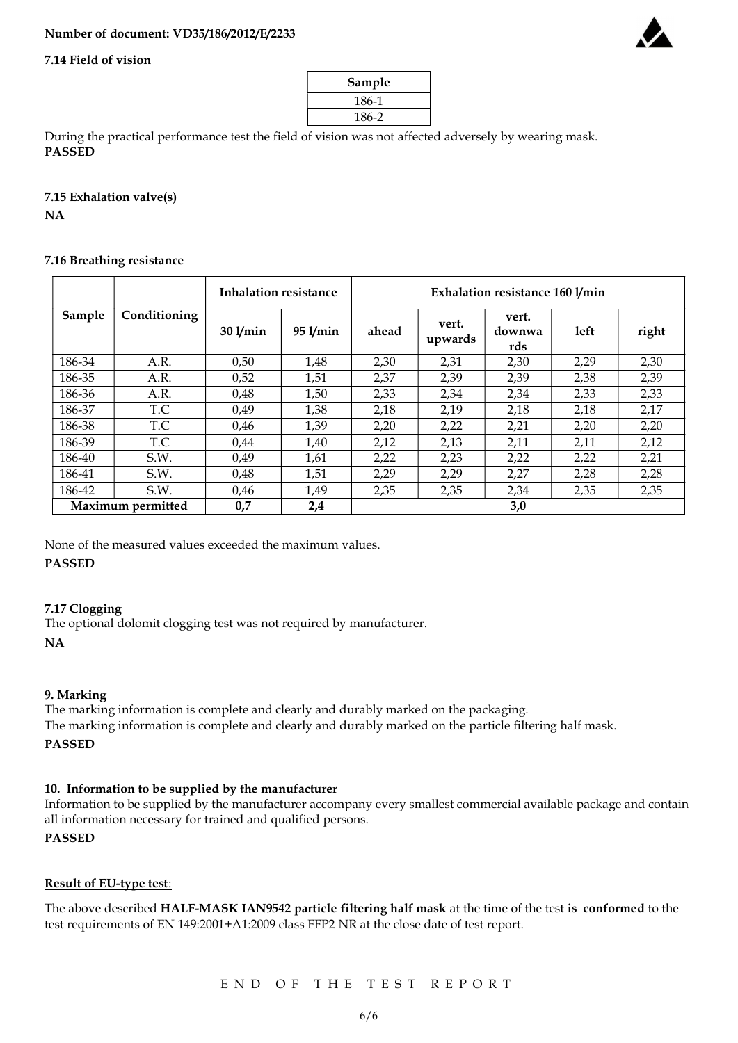Number of document: VD35/186/2012/E/2233

**7.14 Field of vision**

| Sample |
| --- |
| 186-1 |
| 186-2 |

During the practical performance test the field of vision was not affected adversely by wearing mask.
**PASSED**

**7.15 Exhalation valve(s)**
**NA**

**7.16 Breathing resistance**

| Sample | Conditioning | Inhalation resistance | | Exhalation resistance 160 l/min | | | | |
| --- | --- | --- | --- | --- | --- | --- | --- | --- |
| | | 30 l/min | 95 l/min | ahead | vert. upwards | vert. downwards | left | right |
| 186-34 | A.R. | 0,50 | 1,48 | 2,30 | 2,31 | 2,30 | 2,29 | 2,30 |
| 186-35 | A.R. | 0,52 | 1,51 | 2,37 | 2,39 | 2,39 | 2,38 | 2,39 |
| 186-36 | A.R. | 0,48 | 1,50 | 2,33 | 2,34 | 2,34 | 2,33 | 2,33 |
| 186-37 | T.C | 0,49 | 1,38 | 2,18 | 2,19 | 2,18 | 2,18 | 2,17 |
| 186-38 | T.C | 0,46 | 1,39 | 2,20 | 2,22 | 2,21 | 2,20 | 2,20 |
| 186-39 | T.C | 0,44 | 1,40 | 2,12 | 2,13 | 2,11 | 2,11 | 2,12 |
| 186-40 | S.W. | 0,49 | 1,61 | 2,22 | 2,23 | 2,22 | 2,22 | 2,21 |
| 186-41 | S.W. | 0,48 | 1,51 | 2,29 | 2,29 | 2,27 | 2,28 | 2,28 |
| 186-42 | S.W. | 0,46 | 1,49 | 2,35 | 2,35 | 2,34 | 2,35 | 2,35 |
| Maximum permitted | | 0,7 | 2,4 | 3,0 | | | | |

None of the measured values exceeded the maximum values.
**PASSED**

**7.17 Clogging**
The optional dolomit clogging test was not required by manufacturer.
**NA**

**9. Marking**
The marking information is complete and clearly and durably marked on the packaging.
The marking information is complete and clearly and durably marked on the particle filtering half mask.
**PASSED**

**10. Information to be supplied by the manufacturer**
Information to be supplied by the manufacturer accompany every smallest commercial available package and contain all information necessary for trained and qualified persons.
**PASSED**

**Result of EU-type test**:

The above described **HALF-MASK IAN9542 particle filtering half mask** at the time of the test **is conformed** to the test requirements of EN 149:2001+A1:2009 class FFP2 NR at the close date of test report.

END OF THE TEST REPORT